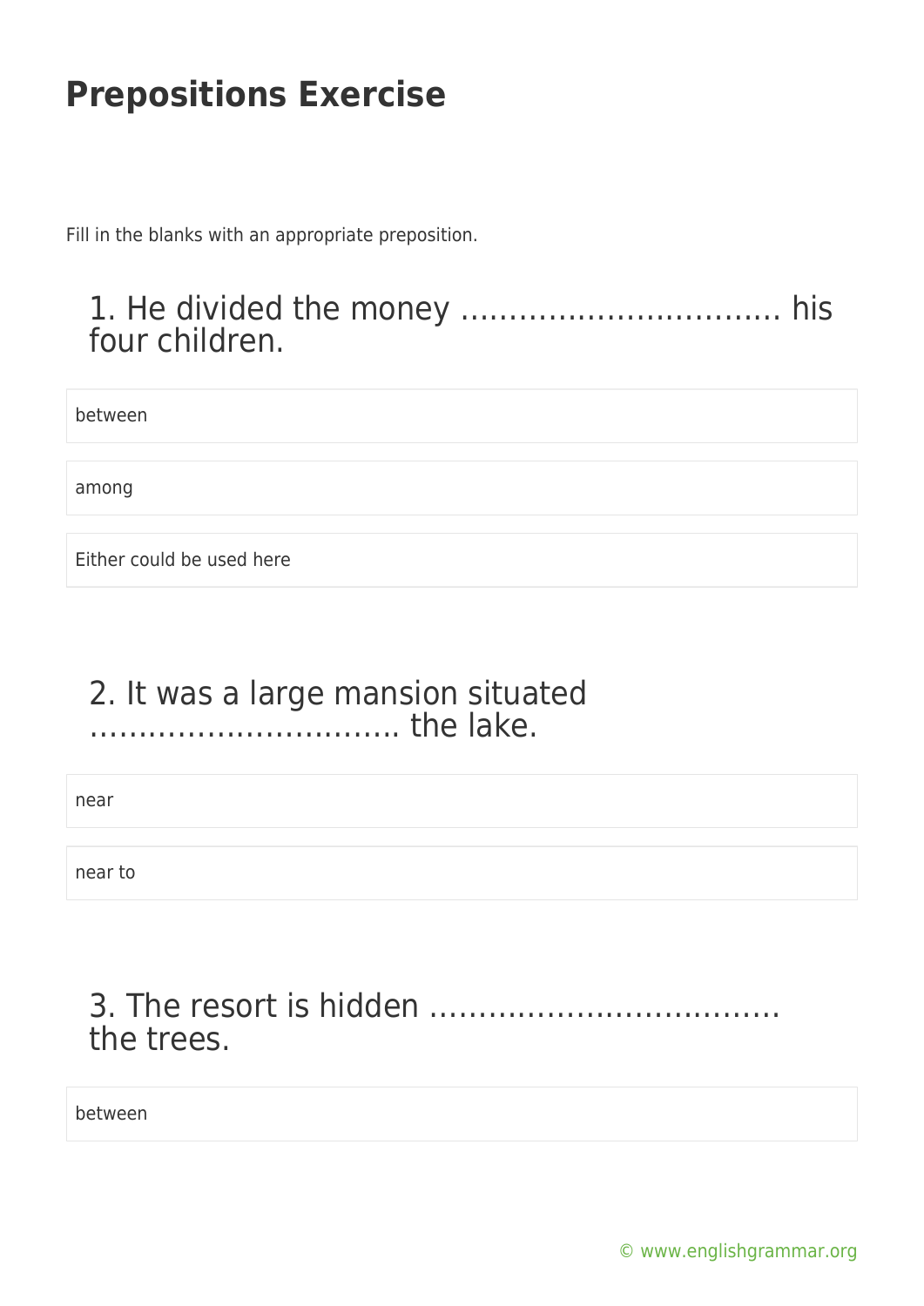# Prepositions Exercise

Fill in the blanks with an appropriate preposition.

## 1. He divided the money ………………………….. his four children.

between

among

Either could be used here

## 2. It was a large mansion situated ………………………….. the lake.

near

near to

## 3. The resort is hidden ……………………………… the trees.

between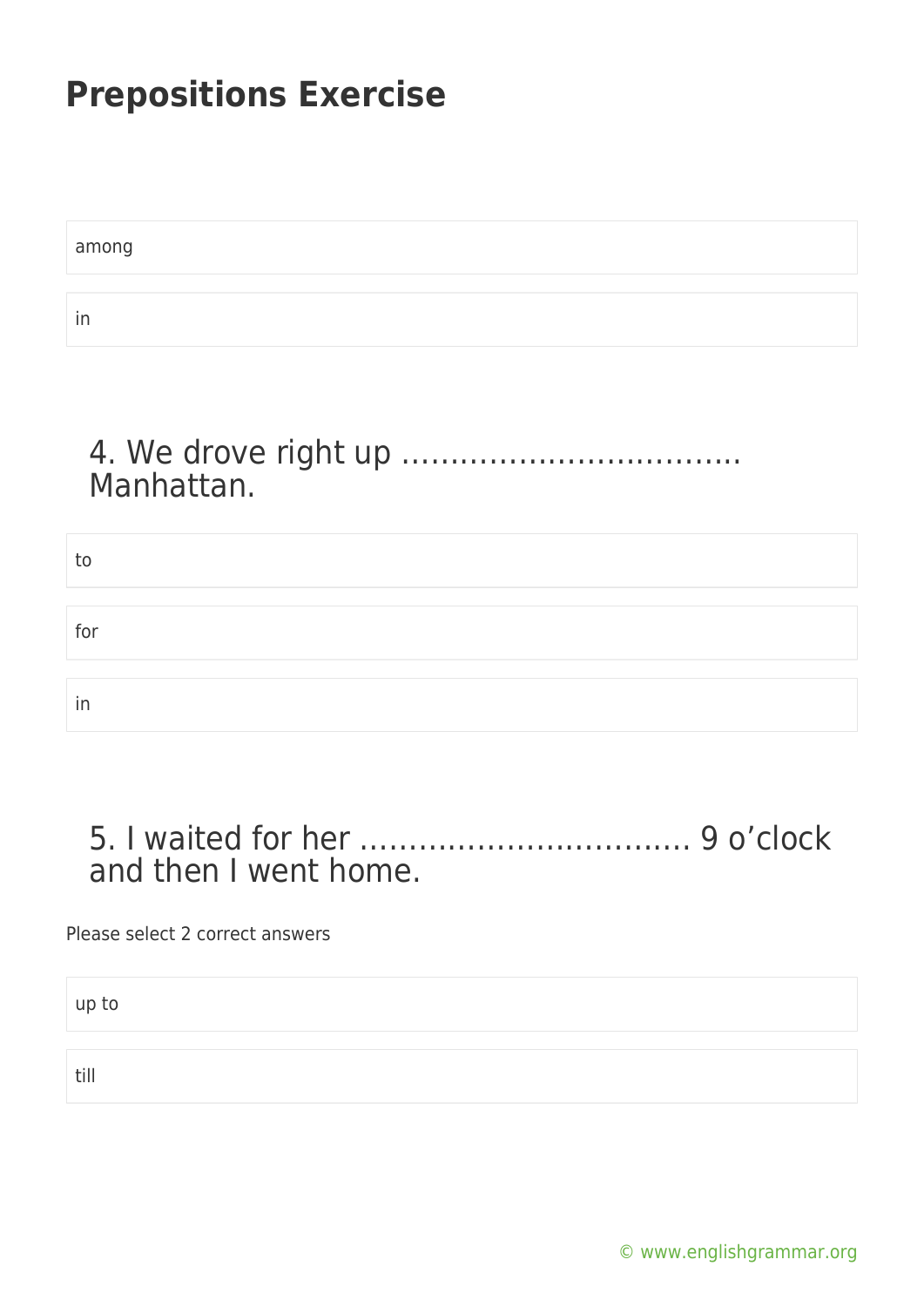# Prepositions Exercise

among

in

### 4. We drove right up ……………………………. Manhattan.

to

for

in

### 5. I waited for her ……………………………. 9 o'clock and then I went home.

Please select 2 correct answers

up to

till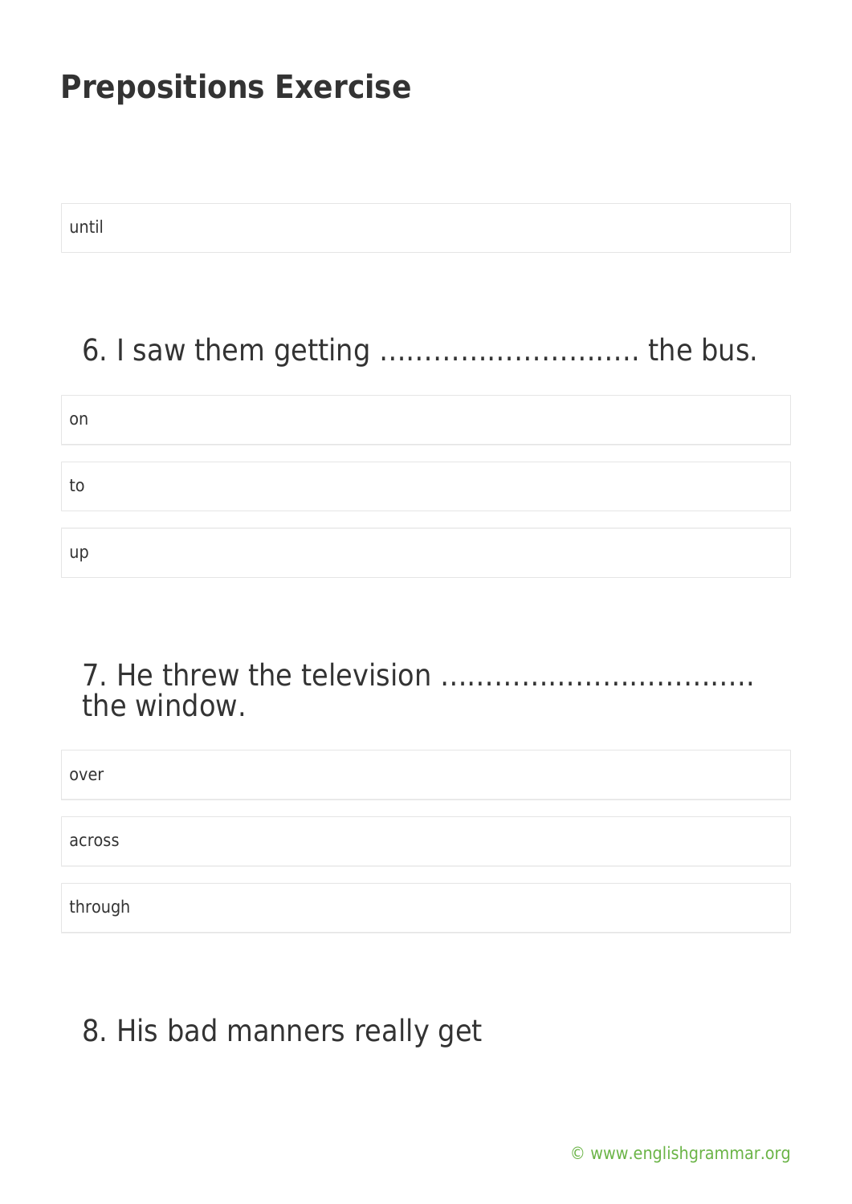# Prepositions Exercise

until

## 6. I saw them getting ……………………….. the bus.

on

to

up

## 7. He threw the television …………………………….. the window.

over

across

through

## 8. His bad manners really get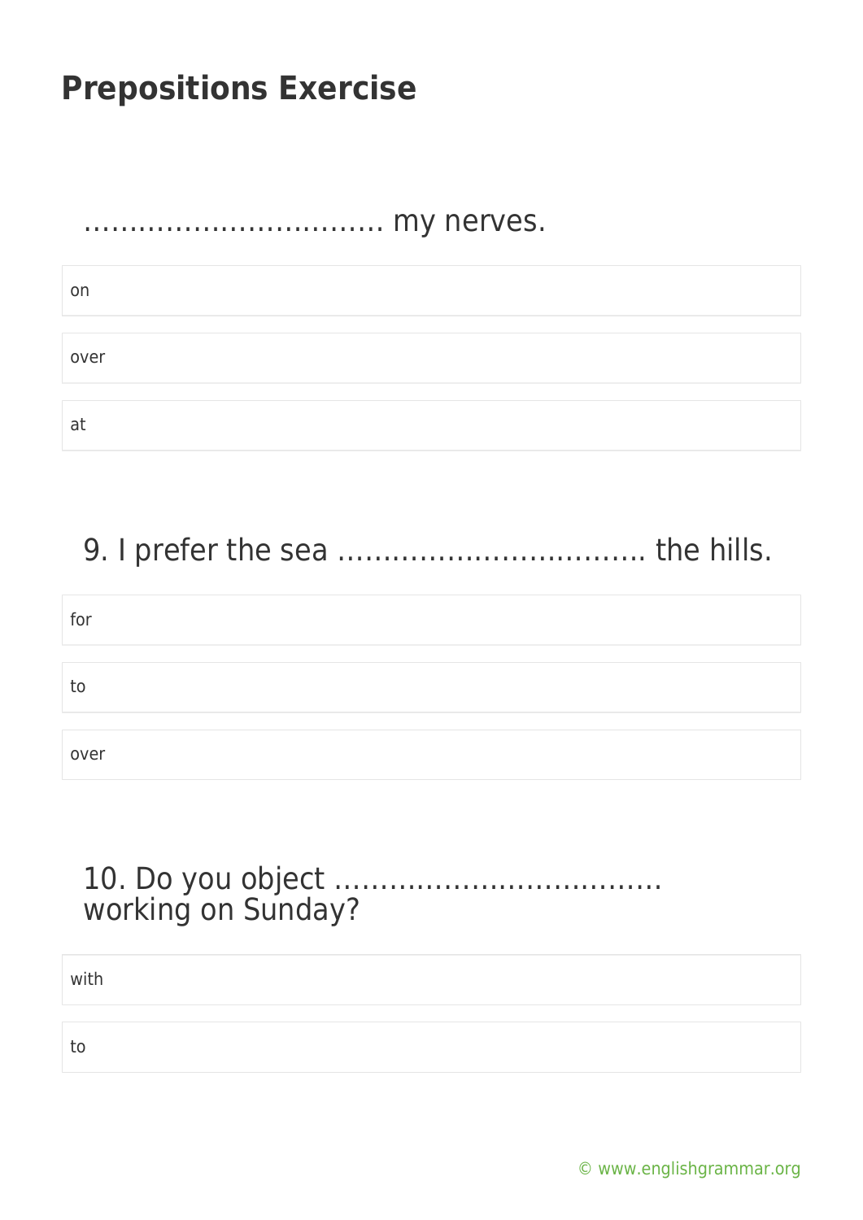## Prepositions Exercise

……………………………. my nerves.

- on
- over
- at

9. I prefer the sea ……………………………. the hills.

- for
- to
- over

10. Do you object ………………………………. working on Sunday?

- with
- to

© www.englishgrammar.org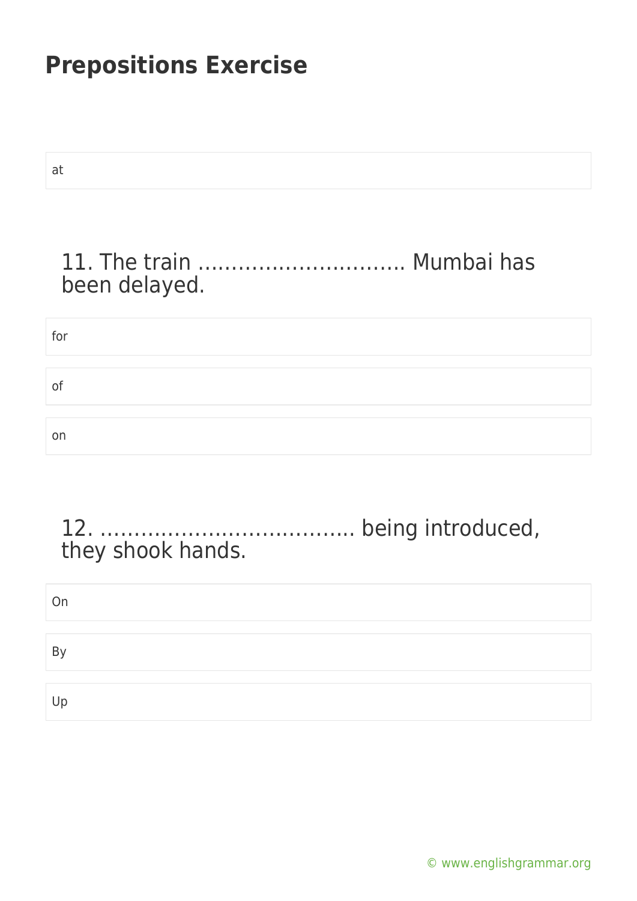# Prepositions Exercise

at

## 11. The train ………………………… Mumbai has been delayed.

for

of

on

## 12. ………………………………. being introduced, they shook hands.

On

By

Up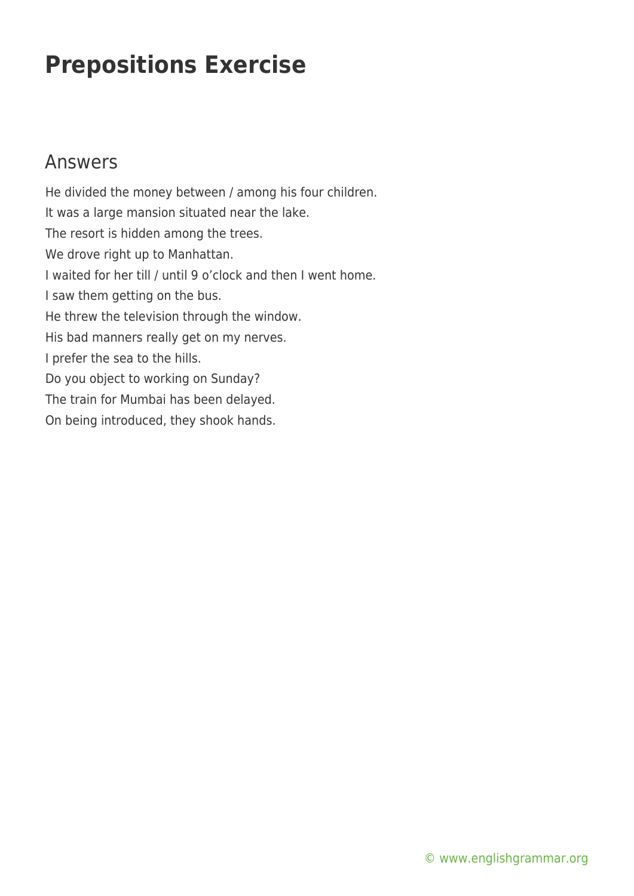# Prepositions Exercise

## Answers

He divided the money between / among his four children.

It was a large mansion situated near the lake.

The resort is hidden among the trees.

We drove right up to Manhattan.

I waited for her till / until 9 o'clock and then I went home.

I saw them getting on the bus.

He threw the television through the window.

His bad manners really get on my nerves.

I prefer the sea to the hills.

Do you object to working on Sunday?

The train for Mumbai has been delayed.

On being introduced, they shook hands.